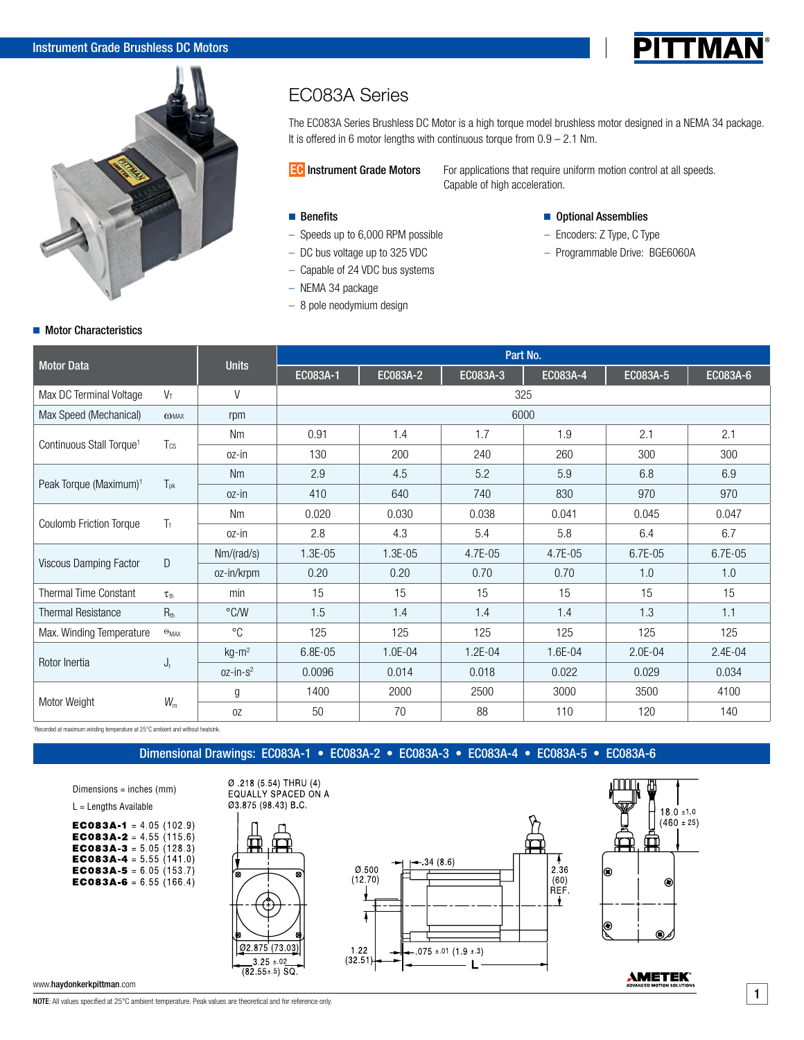Instrument Grade Brushless DC Motors

# EC083A Series

The EC083A Series Brushless DC Motor is a high torque model brushless motor designed in a NEMA 34 package. It is offered in 6 motor lengths with continuous torque from 0.9 – 2.1 Nm.

**EC Instrument Grade Motors** For applications that require uniform motion control at all speeds. Capable of high acceleration.

**Benefits**
- Speeds up to 6,000 RPM possible
- DC bus voltage up to 325 VDC
- Capable of 24 VDC bus systems
- NEMA 34 package
- 8 pole neodymium design

**Optional Assemblies**
- Encoders: Z Type, C Type
- Programmable Drive: BGE6060A

## Motor Characteristics

| Motor Data | | Units | Part No. | | | | | |
|---|---|---|---|---|---|---|---|---|
| | | | EC083A-1 | EC083A-2 | EC083A-3 | EC083A-4 | EC083A-5 | EC083A-6 |
| Max DC Terminal Voltage | $V_T$ | V | 325 | | | | | |
| Max Speed (Mechanical) | $\omega_{MAX}$ | rpm | 6000 | | | | | |
| Continuous Stall Torque[1] | $T_{CS}$ | Nm | 0.91 | 1.4 | 1.7 | 1.9 | 2.1 | 2.1 |
| | | oz-in | 130 | 200 | 240 | 260 | 300 | 300 |
| Peak Torque (Maximum)[1] | $T_{pk}$ | Nm | 2.9 | 4.5 | 5.2 | 5.9 | 6.8 | 6.9 |
| | | oz-in | 410 | 640 | 740 | 830 | 970 | 970 |
| Coulomb Friction Torque | $T_f$ | Nm | 0.020 | 0.030 | 0.038 | 0.041 | 0.045 | 0.047 |
| | | oz-in | 2.8 | 4.3 | 5.4 | 5.8 | 6.4 | 6.7 |
| Viscous Damping Factor | D | Nm/(rad/s) | 1.3E-05 | 1.3E-05 | 4.7E-05 | 4.7E-05 | 6.7E-05 | 6.7E-05 |
| | | oz-in/krpm | 0.20 | 0.20 | 0.70 | 0.70 | 1.0 | 1.0 |
| Thermal Time Constant | $\tau_{th}$ | min | 15 | 15 | 15 | 15 | 15 | 15 |
| Thermal Resistance | $R_{th}$ | °C/W | 1.5 | 1.4 | 1.4 | 1.4 | 1.3 | 1.1 |
| Max. Winding Temperature | $\Theta_{MAX}$ | °C | 125 | 125 | 125 | 125 | 125 | 125 |
| Rotor Inertia | $J_r$ | kg-m$^2$ | 6.8E-05 | 1.0E-04 | 1.2E-04 | 1.6E-04 | 2.0E-04 | 2.4E-04 |
| | | oz-in-s$^2$ | 0.0096 | 0.014 | 0.018 | 0.022 | 0.029 | 0.034 |
| Motor Weight | $W_m$ | g | 1400 | 2000 | 2500 | 3000 | 3500 | 4100 |
| | | oz | 50 | 70 | 88 | 110 | 120 | 140 |

[1]Recorded at maximum winding temperature at 25°C ambient and without heatsink.

## Dimensional Drawings: EC083A-1 • EC083A-2 • EC083A-3 • EC083A-4 • EC083A-5 • EC083A-6

Dimensions = inches (mm)

L = Lengths Available

**EC083A-1** = 4.05 (102.9)
**EC083A-2** = 4.55 (115.6)
**EC083A-3** = 5.05 (128.3)
**EC083A-4** = 5.55 (141.0)
**EC083A-5** = 6.05 (153.7)
**EC083A-6** = 6.55 (166.4)

Ø .218 (5.54) THRU (4) EQUALLY SPACED ON A Ø3.875 (98.43) B.C.

Ø2.875 (73.03)

3.25 ±.02 (82.55±.5) SQ.

Ø.500 (12.70)

.34 (8.6)

2.36 (60) REF.

1.22 (32.51)

.075 ±.01 (1.9 ±.3)

L

18.0 ±1.0 (460 ± 25)

www.haydonkerkpittman.com

**NOTE**: All values specified at 25°C ambient temperature. Peak values are theoretical and for reference only.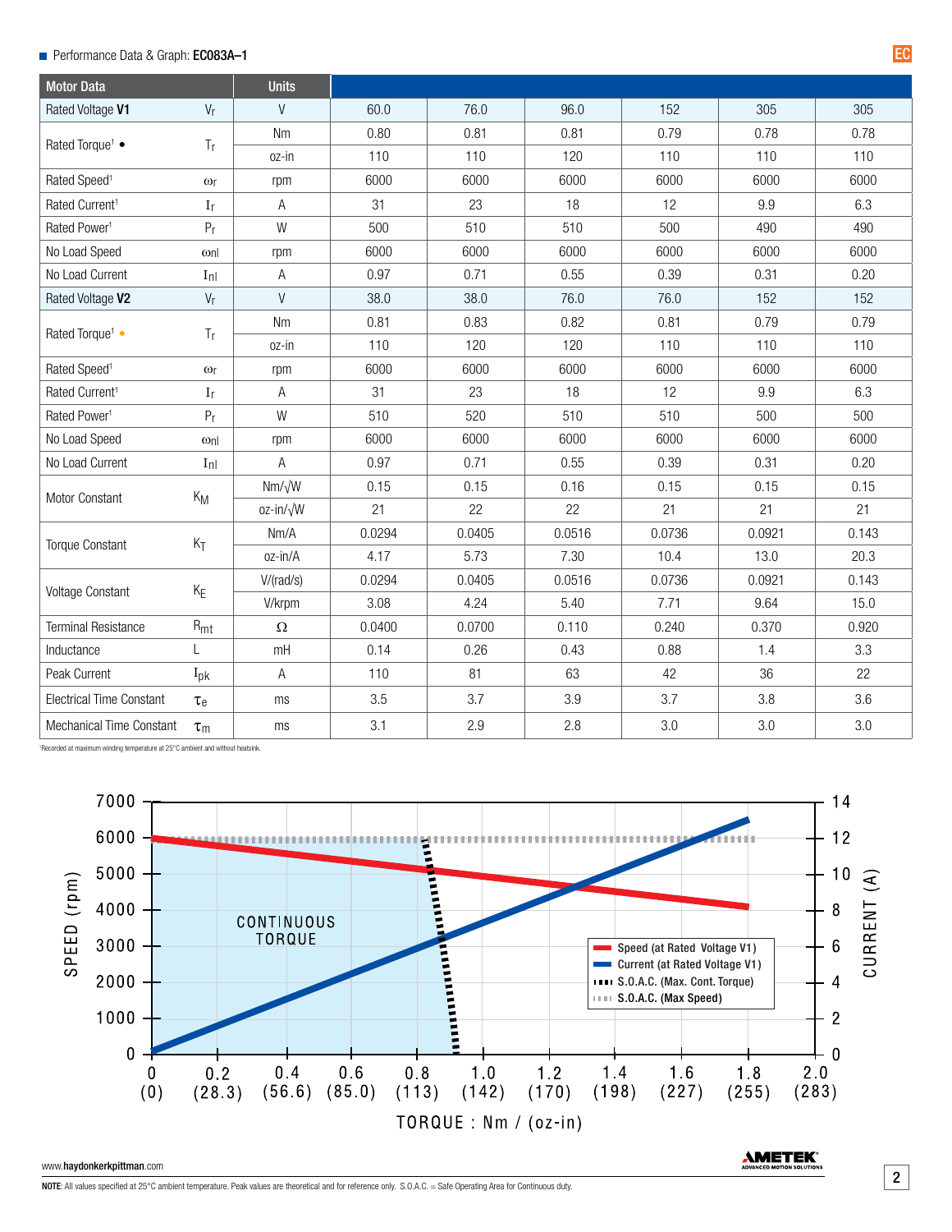■ Performance Data & Graph: **EC083A–1**

| Motor Data | | Units | | | | | | |
|---|---|---|---|---|---|---|---|---|
| Rated Voltage **V1** | $V_r$ | V | 60.0 | 76.0 | 96.0 | 152 | 305 | 305 |
| Rated Torque[1] • | $T_r$ | Nm | 0.80 | 0.81 | 0.81 | 0.79 | 0.78 | 0.78 |
| | | oz-in | 110 | 110 | 120 | 110 | 110 | 110 |
| Rated Speed[1] | $\omega_r$ | rpm | 6000 | 6000 | 6000 | 6000 | 6000 | 6000 |
| Rated Current[1] | $I_r$ | A | 31 | 23 | 18 | 12 | 9.9 | 6.3 |
| Rated Power[1] | $P_r$ | W | 500 | 510 | 510 | 500 | 490 | 490 |
| No Load Speed | $\omega_{nl}$ | rpm | 6000 | 6000 | 6000 | 6000 | 6000 | 6000 |
| No Load Current | $I_{nl}$ | A | 0.97 | 0.71 | 0.55 | 0.39 | 0.31 | 0.20 |
| Rated Voltage **V2** | $V_r$ | V | 38.0 | 38.0 | 76.0 | 76.0 | 152 | 152 |
| Rated Torque[1] • | $T_r$ | Nm | 0.81 | 0.83 | 0.82 | 0.81 | 0.79 | 0.79 |
| | | oz-in | 110 | 120 | 120 | 110 | 110 | 110 |
| Rated Speed[1] | $\omega_r$ | rpm | 6000 | 6000 | 6000 | 6000 | 6000 | 6000 |
| Rated Current[1] | $I_r$ | A | 31 | 23 | 18 | 12 | 9.9 | 6.3 |
| Rated Power[1] | $P_r$ | W | 510 | 520 | 510 | 510 | 500 | 500 |
| No Load Speed | $\omega_{nl}$ | rpm | 6000 | 6000 | 6000 | 6000 | 6000 | 6000 |
| No Load Current | $I_{nl}$ | A | 0.97 | 0.71 | 0.55 | 0.39 | 0.31 | 0.20 |
| Motor Constant | $K_M$ | Nm/√W | 0.15 | 0.15 | 0.16 | 0.15 | 0.15 | 0.15 |
| | | oz-in/√W | 21 | 22 | 22 | 21 | 21 | 21 |
| Torque Constant | $K_T$ | Nm/A | 0.0294 | 0.0405 | 0.0516 | 0.0736 | 0.0921 | 0.143 |
| | | oz-in/A | 4.17 | 5.73 | 7.30 | 10.4 | 13.0 | 20.3 |
| Voltage Constant | $K_E$ | V/(rad/s) | 0.0294 | 0.0405 | 0.0516 | 0.0736 | 0.0921 | 0.143 |
| | | V/krpm | 3.08 | 4.24 | 5.40 | 7.71 | 9.64 | 15.0 |
| Terminal Resistance | $R_{mt}$ | Ω | 0.0400 | 0.0700 | 0.110 | 0.240 | 0.370 | 0.920 |
| Inductance | L | mH | 0.14 | 0.26 | 0.43 | 0.88 | 1.4 | 3.3 |
| Peak Current | $I_{pk}$ | A | 110 | 81 | 63 | 42 | 36 | 22 |
| Electrical Time Constant | $\tau_e$ | ms | 3.5 | 3.7 | 3.9 | 3.7 | 3.8 | 3.6 |
| Mechanical Time Constant | $\tau_m$ | ms | 3.1 | 2.9 | 2.8 | 3.0 | 3.0 | 3.0 |

[1]Recorded at maximum winding temperature at 25°C ambient and without heatsink.

SPEED (rpm) / CURRENT (A) vs. TORQUE : Nm / (oz-in)

CONTINUOUS TORQUE

- Speed (at Rated Voltage V1)
- Current (at Rated Voltage V1)
- S.O.A.C. (Max. Cont. Torque)
- S.O.A.C. (Max Speed)

www.haydonkerkpittman.com

**NOTE**: All values specified at 25°C ambient temperature. Peak values are theoretical and for reference only. S.O.A.C. = Safe Operating Area for Continuous duty.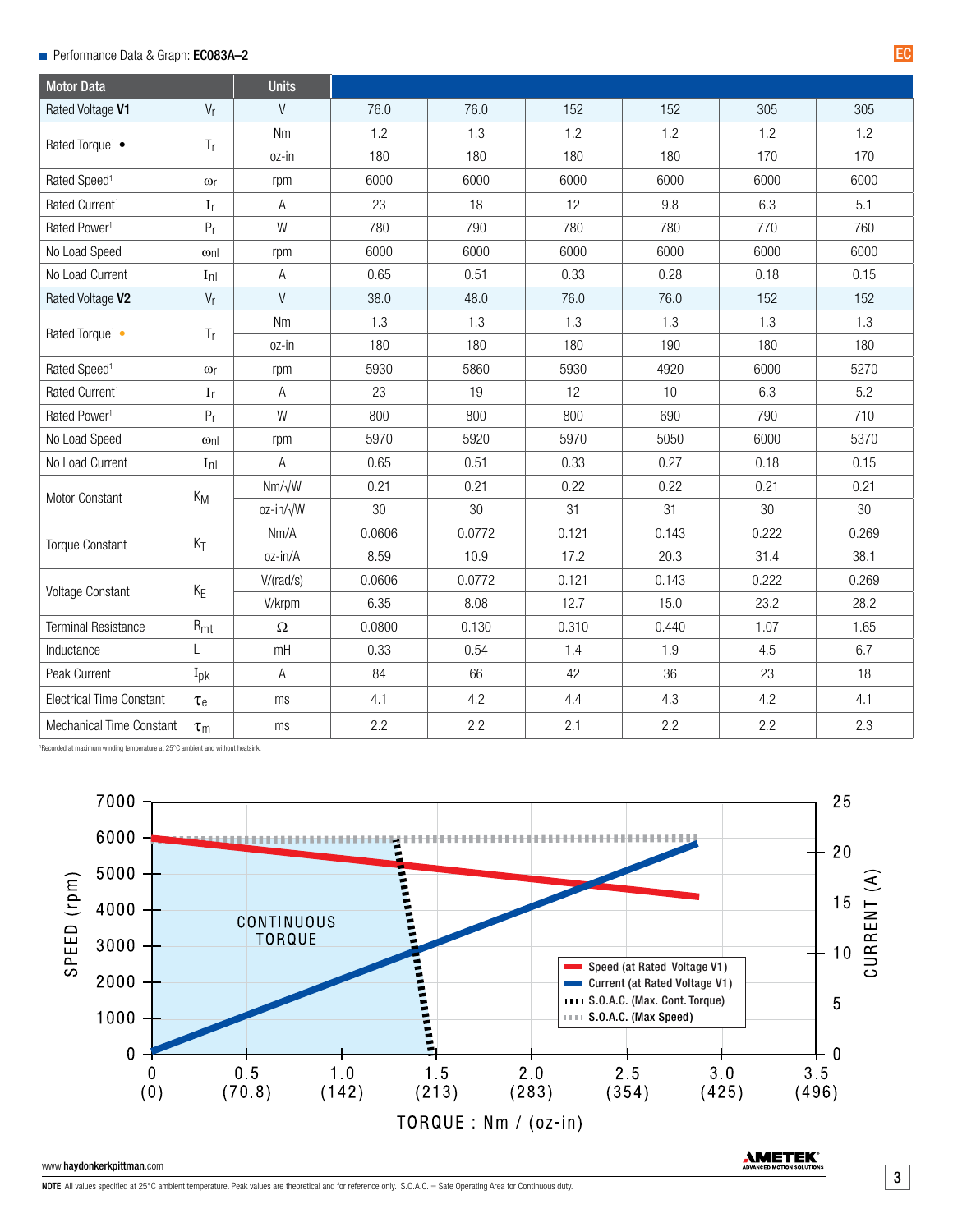■ Performance Data & Graph: **EC083A–2**

| Motor Data | | Units | | | | | | |
|---|---|---|---|---|---|---|---|---|
| Rated Voltage **V1** | $V_r$ | V | 76.0 | 76.0 | 152 | 152 | 305 | 305 |
| Rated Torque[1] ● | $T_r$ | Nm | 1.2 | 1.3 | 1.2 | 1.2 | 1.2 | 1.2 |
| | | oz-in | 180 | 180 | 180 | 180 | 170 | 170 |
| Rated Speed[1] | $\omega_r$ | rpm | 6000 | 6000 | 6000 | 6000 | 6000 | 6000 |
| Rated Current[1] | $I_r$ | A | 23 | 18 | 12 | 9.8 | 6.3 | 5.1 |
| Rated Power[1] | $P_r$ | W | 780 | 790 | 780 | 780 | 770 | 760 |
| No Load Speed | $\omega_{nl}$ | rpm | 6000 | 6000 | 6000 | 6000 | 6000 | 6000 |
| No Load Current | $I_{nl}$ | A | 0.65 | 0.51 | 0.33 | 0.28 | 0.18 | 0.15 |
| Rated Voltage **V2** | $V_r$ | V | 38.0 | 48.0 | 76.0 | 76.0 | 152 | 152 |
| Rated Torque[1] ● | $T_r$ | Nm | 1.3 | 1.3 | 1.3 | 1.3 | 1.3 | 1.3 |
| | | oz-in | 180 | 180 | 180 | 190 | 180 | 180 |
| Rated Speed[1] | $\omega_r$ | rpm | 5930 | 5860 | 5930 | 4920 | 6000 | 5270 |
| Rated Current[1] | $I_r$ | A | 23 | 19 | 12 | 10 | 6.3 | 5.2 |
| Rated Power[1] | $P_r$ | W | 800 | 800 | 800 | 690 | 790 | 710 |
| No Load Speed | $\omega_{nl}$ | rpm | 5970 | 5920 | 5970 | 5050 | 6000 | 5370 |
| No Load Current | $I_{nl}$ | A | 0.65 | 0.51 | 0.33 | 0.27 | 0.18 | 0.15 |
| Motor Constant | $K_M$ | Nm/√W | 0.21 | 0.21 | 0.22 | 0.22 | 0.21 | 0.21 |
| | | oz-in/√W | 30 | 30 | 31 | 31 | 30 | 30 |
| Torque Constant | $K_T$ | Nm/A | 0.0606 | 0.0772 | 0.121 | 0.143 | 0.222 | 0.269 |
| | | oz-in/A | 8.59 | 10.9 | 17.2 | 20.3 | 31.4 | 38.1 |
| Voltage Constant | $K_E$ | V/(rad/s) | 0.0606 | 0.0772 | 0.121 | 0.143 | 0.222 | 0.269 |
| | | V/krpm | 6.35 | 8.08 | 12.7 | 15.0 | 23.2 | 28.2 |
| Terminal Resistance | $R_{mt}$ | Ω | 0.0800 | 0.130 | 0.310 | 0.440 | 1.07 | 1.65 |
| Inductance | L | mH | 0.33 | 0.54 | 1.4 | 1.9 | 4.5 | 6.7 |
| Peak Current | $I_{pk}$ | A | 84 | 66 | 42 | 36 | 23 | 18 |
| Electrical Time Constant | $\tau_e$ | ms | 4.1 | 4.2 | 4.4 | 4.3 | 4.2 | 4.1 |
| Mechanical Time Constant | $\tau_m$ | ms | 2.2 | 2.2 | 2.1 | 2.2 | 2.2 | 2.3 |

[1] Recorded at maximum winding temperature at 25°C ambient and without heatsink.

SPEED (rpm) / CURRENT (A) vs. TORQUE : Nm / (oz-in)

CONTINUOUS TORQUE

- Speed (at Rated Voltage V1)
- Current (at Rated Voltage V1)
- S.O.A.C. (Max. Cont. Torque)
- S.O.A.C. (Max Speed)

www.haydonkerkpittman.com

**NOTE**: All values specified at 25°C ambient temperature. Peak values are theoretical and for reference only. S.O.A.C. = Safe Operating Area for Continuous duty.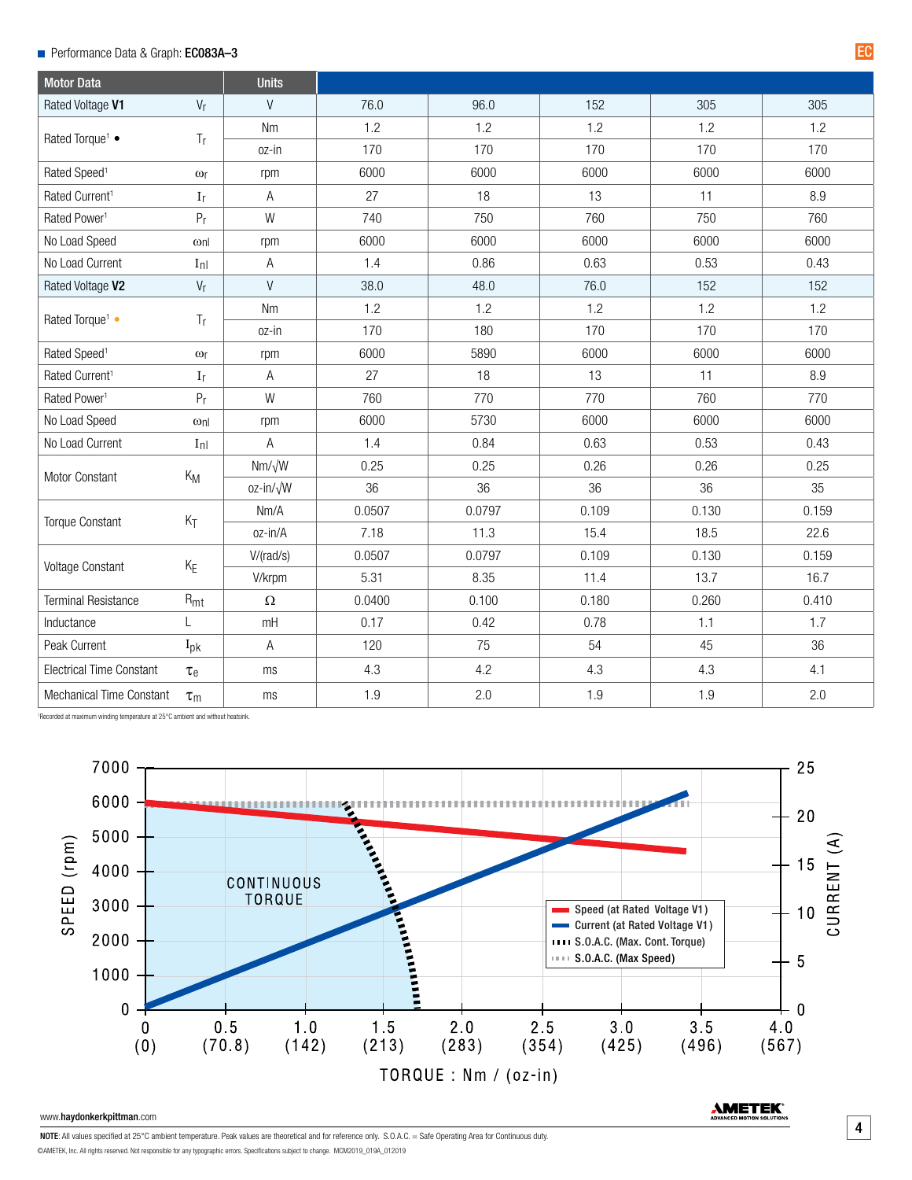Performance Data & Graph: **EC083A–3**

| Motor Data | | Units | | | | | |
|---|---|---|---|---|---|---|---|
| Rated Voltage **V1** | $V_r$ | V | 76.0 | 96.0 | 152 | 305 | 305 |
| Rated Torque[1] • | $T_r$ | Nm | 1.2 | 1.2 | 1.2 | 1.2 | 1.2 |
| | | oz-in | 170 | 170 | 170 | 170 | 170 |
| Rated Speed[1] | $\omega_r$ | rpm | 6000 | 6000 | 6000 | 6000 | 6000 |
| Rated Current[1] | $I_r$ | A | 27 | 18 | 13 | 11 | 8.9 |
| Rated Power[1] | $P_r$ | W | 740 | 750 | 760 | 750 | 760 |
| No Load Speed | $\omega_{nl}$ | rpm | 6000 | 6000 | 6000 | 6000 | 6000 |
| No Load Current | $I_{nl}$ | A | 1.4 | 0.86 | 0.63 | 0.53 | 0.43 |
| Rated Voltage **V2** | $V_r$ | V | 38.0 | 48.0 | 76.0 | 152 | 152 |
| Rated Torque[1] • | $T_r$ | Nm | 1.2 | 1.2 | 1.2 | 1.2 | 1.2 |
| | | oz-in | 170 | 180 | 170 | 170 | 170 |
| Rated Speed[1] | $\omega_r$ | rpm | 6000 | 5890 | 6000 | 6000 | 6000 |
| Rated Current[1] | $I_r$ | A | 27 | 18 | 13 | 11 | 8.9 |
| Rated Power[1] | $P_r$ | W | 760 | 770 | 770 | 760 | 770 |
| No Load Speed | $\omega_{nl}$ | rpm | 6000 | 5730 | 6000 | 6000 | 6000 |
| No Load Current | $I_{nl}$ | A | 1.4 | 0.84 | 0.63 | 0.53 | 0.43 |
| Motor Constant | $K_M$ | Nm/√W | 0.25 | 0.25 | 0.26 | 0.26 | 0.25 |
| | | oz-in/√W | 36 | 36 | 36 | 36 | 35 |
| Torque Constant | $K_T$ | Nm/A | 0.0507 | 0.0797 | 0.109 | 0.130 | 0.159 |
| | | oz-in/A | 7.18 | 11.3 | 15.4 | 18.5 | 22.6 |
| Voltage Constant | $K_E$ | V/(rad/s) | 0.0507 | 0.0797 | 0.109 | 0.130 | 0.159 |
| | | V/krpm | 5.31 | 8.35 | 11.4 | 13.7 | 16.7 |
| Terminal Resistance | $R_{mt}$ | Ω | 0.0400 | 0.100 | 0.180 | 0.260 | 0.410 |
| Inductance | L | mH | 0.17 | 0.42 | 0.78 | 1.1 | 1.7 |
| Peak Current | $I_{pk}$ | A | 120 | 75 | 54 | 45 | 36 |
| Electrical Time Constant | $\tau_e$ | ms | 4.3 | 4.2 | 4.3 | 4.3 | 4.1 |
| Mechanical Time Constant | $\tau_m$ | ms | 1.9 | 2.0 | 1.9 | 1.9 | 2.0 |

[1]Recorded at maximum winding temperature at 25°C ambient and without heatsink.

www.haydonkerkpittman.com

**NOTE**: All values specified at 25°C ambient temperature. Peak values are theoretical and for reference only. S.O.A.C. = Safe Operating Area for Continuous duty.

©AMETEK, Inc. All rights reserved. Not responsible for any typographic errors. Specifications subject to change. MCM2019_019A_012019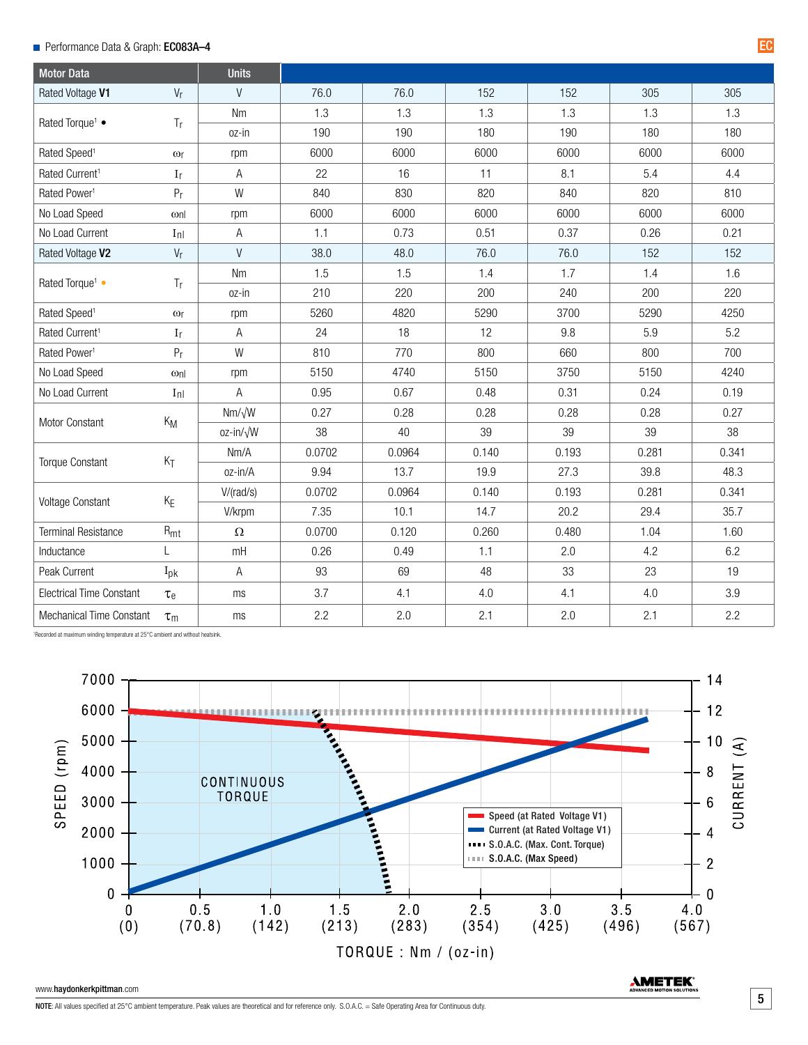■ Performance Data & Graph: **EC083A–4**

| Motor Data | | Units | | | | | | |
|---|---|---|---|---|---|---|---|---|
| Rated Voltage **V1** | $V_r$ | V | 76.0 | 76.0 | 152 | 152 | 305 | 305 |
| Rated Torque[1] ● | $T_r$ | Nm | 1.3 | 1.3 | 1.3 | 1.3 | 1.3 | 1.3 |
| | | oz-in | 190 | 190 | 180 | 190 | 180 | 180 |
| Rated Speed[1] | $\omega_r$ | rpm | 6000 | 6000 | 6000 | 6000 | 6000 | 6000 |
| Rated Current[1] | $I_r$ | A | 22 | 16 | 11 | 8.1 | 5.4 | 4.4 |
| Rated Power[1] | $P_r$ | W | 840 | 830 | 820 | 840 | 820 | 810 |
| No Load Speed | $\omega_{nl}$ | rpm | 6000 | 6000 | 6000 | 6000 | 6000 | 6000 |
| No Load Current | $I_{nl}$ | A | 1.1 | 0.73 | 0.51 | 0.37 | 0.26 | 0.21 |
| Rated Voltage **V2** | $V_r$ | V | 38.0 | 48.0 | 76.0 | 76.0 | 152 | 152 |
| Rated Torque[1] ● | $T_r$ | Nm | 1.5 | 1.5 | 1.4 | 1.7 | 1.4 | 1.6 |
| | | oz-in | 210 | 220 | 200 | 240 | 200 | 220 |
| Rated Speed[1] | $\omega_r$ | rpm | 5260 | 4820 | 5290 | 3700 | 5290 | 4250 |
| Rated Current[1] | $I_r$ | A | 24 | 18 | 12 | 9.8 | 5.9 | 5.2 |
| Rated Power[1] | $P_r$ | W | 810 | 770 | 800 | 660 | 800 | 700 |
| No Load Speed | $\omega_{nl}$ | rpm | 5150 | 4740 | 5150 | 3750 | 5150 | 4240 |
| No Load Current | $I_{nl}$ | A | 0.95 | 0.67 | 0.48 | 0.31 | 0.24 | 0.19 |
| Motor Constant | $K_M$ | Nm/√W | 0.27 | 0.28 | 0.28 | 0.28 | 0.28 | 0.27 |
| | | oz-in/√W | 38 | 40 | 39 | 39 | 39 | 38 |
| Torque Constant | $K_T$ | Nm/A | 0.0702 | 0.0964 | 0.140 | 0.193 | 0.281 | 0.341 |
| | | oz-in/A | 9.94 | 13.7 | 19.9 | 27.3 | 39.8 | 48.3 |
| Voltage Constant | $K_E$ | V/(rad/s) | 0.0702 | 0.0964 | 0.140 | 0.193 | 0.281 | 0.341 |
| | | V/krpm | 7.35 | 10.1 | 14.7 | 20.2 | 29.4 | 35.7 |
| Terminal Resistance | $R_{mt}$ | Ω | 0.0700 | 0.120 | 0.260 | 0.480 | 1.04 | 1.60 |
| Inductance | L | mH | 0.26 | 0.49 | 1.1 | 2.0 | 4.2 | 6.2 |
| Peak Current | $I_{pk}$ | A | 93 | 69 | 48 | 33 | 23 | 19 |
| Electrical Time Constant | $\tau_e$ | ms | 3.7 | 4.1 | 4.0 | 4.1 | 4.0 | 3.9 |
| Mechanical Time Constant | $\tau_m$ | ms | 2.2 | 2.0 | 2.1 | 2.0 | 2.1 | 2.2 |

[1]Recorded at maximum winding temperature at 25°C ambient and without heatsink.

www.haydonkerkpittman.com

**NOTE**: All values specified at 25°C ambient temperature. Peak values are theoretical and for reference only. S.O.A.C. = Safe Operating Area for Continuous duty.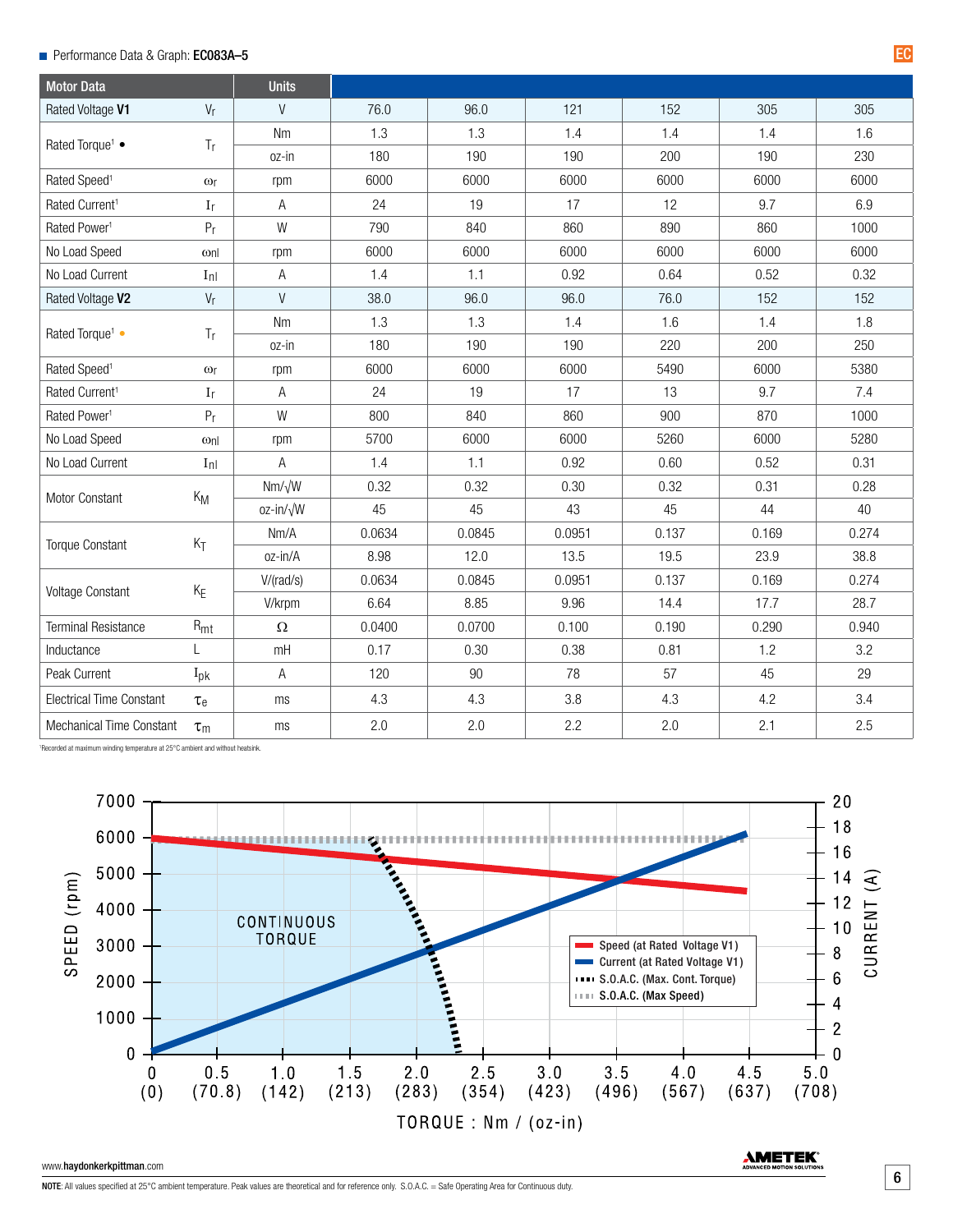## Performance Data & Graph: **EC083A–5**

| Motor Data | | Units | | | | | | |
|---|---|---|---|---|---|---|---|---|
| Rated Voltage **V1** | $V_r$ | V | 76.0 | 96.0 | 121 | 152 | 305 | 305 |
| Rated Torque[1] • | $T_r$ | Nm | 1.3 | 1.3 | 1.4 | 1.4 | 1.4 | 1.6 |
| | | oz-in | 180 | 190 | 190 | 200 | 190 | 230 |
| Rated Speed[1] | $\omega_r$ | rpm | 6000 | 6000 | 6000 | 6000 | 6000 | 6000 |
| Rated Current[1] | $I_r$ | A | 24 | 19 | 17 | 12 | 9.7 | 6.9 |
| Rated Power[1] | $P_r$ | W | 790 | 840 | 860 | 890 | 860 | 1000 |
| No Load Speed | $\omega_{nl}$ | rpm | 6000 | 6000 | 6000 | 6000 | 6000 | 6000 |
| No Load Current | $I_{nl}$ | A | 1.4 | 1.1 | 0.92 | 0.64 | 0.52 | 0.32 |
| Rated Voltage **V2** | $V_r$ | V | 38.0 | 96.0 | 96.0 | 76.0 | 152 | 152 |
| Rated Torque[1] • | $T_r$ | Nm | 1.3 | 1.3 | 1.4 | 1.6 | 1.4 | 1.8 |
| | | oz-in | 180 | 190 | 190 | 220 | 200 | 250 |
| Rated Speed[1] | $\omega_r$ | rpm | 6000 | 6000 | 6000 | 5490 | 6000 | 5380 |
| Rated Current[1] | $I_r$ | A | 24 | 19 | 17 | 13 | 9.7 | 7.4 |
| Rated Power[1] | $P_r$ | W | 800 | 840 | 860 | 900 | 870 | 1000 |
| No Load Speed | $\omega_{nl}$ | rpm | 5700 | 6000 | 6000 | 5260 | 6000 | 5280 |
| No Load Current | $I_{nl}$ | A | 1.4 | 1.1 | 0.92 | 0.60 | 0.52 | 0.31 |
| Motor Constant | $K_M$ | Nm/√W | 0.32 | 0.32 | 0.30 | 0.32 | 0.31 | 0.28 |
| | | oz-in/√W | 45 | 45 | 43 | 45 | 44 | 40 |
| Torque Constant | $K_T$ | Nm/A | 0.0634 | 0.0845 | 0.0951 | 0.137 | 0.169 | 0.274 |
| | | oz-in/A | 8.98 | 12.0 | 13.5 | 19.5 | 23.9 | 38.8 |
| Voltage Constant | $K_E$ | V/(rad/s) | 0.0634 | 0.0845 | 0.0951 | 0.137 | 0.169 | 0.274 |
| | | V/krpm | 6.64 | 8.85 | 9.96 | 14.4 | 17.7 | 28.7 |
| Terminal Resistance | $R_{mt}$ | Ω | 0.0400 | 0.0700 | 0.100 | 0.190 | 0.290 | 0.940 |
| Inductance | L | mH | 0.17 | 0.30 | 0.38 | 0.81 | 1.2 | 3.2 |
| Peak Current | $I_{pk}$ | A | 120 | 90 | 78 | 57 | 45 | 29 |
| Electrical Time Constant | $\tau_e$ | ms | 4.3 | 4.3 | 3.8 | 4.3 | 4.2 | 3.4 |
| Mechanical Time Constant | $\tau_m$ | ms | 2.0 | 2.0 | 2.2 | 2.0 | 2.1 | 2.5 |

[1]Recorded at maximum winding temperature at 25°C ambient and without heatsink.

www.haydonkerkpittman.com

**NOTE**: All values specified at 25°C ambient temperature. Peak values are theoretical and for reference only. S.O.A.C. = Safe Operating Area for Continuous duty.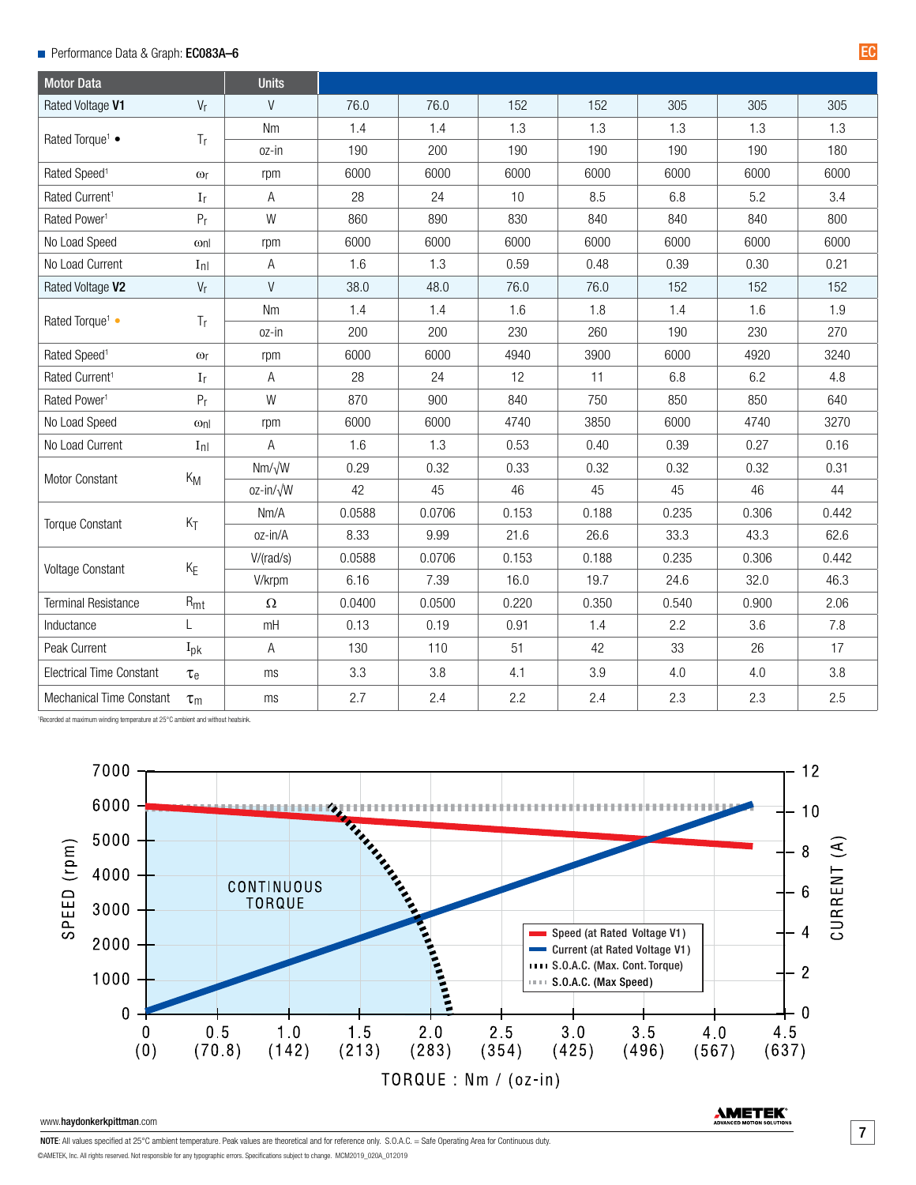■ Performance Data & Graph: **EC083A–6**

EC

| Motor Data | | Units | | | | | | | |
|---|---|---|---|---|---|---|---|---|---|
| Rated Voltage **V1** | $V_r$ | V | 76.0 | 76.0 | 152 | 152 | 305 | 305 | 305 |
| Rated Torque[1] • | $T_r$ | Nm | 1.4 | 1.4 | 1.3 | 1.3 | 1.3 | 1.3 | 1.3 |
| | | oz-in | 190 | 200 | 190 | 190 | 190 | 190 | 180 |
| Rated Speed[1] | $\omega_r$ | rpm | 6000 | 6000 | 6000 | 6000 | 6000 | 6000 | 6000 |
| Rated Current[1] | $I_r$ | A | 28 | 24 | 10 | 8.5 | 6.8 | 5.2 | 3.4 |
| Rated Power[1] | $P_r$ | W | 860 | 890 | 830 | 840 | 840 | 840 | 800 |
| No Load Speed | $\omega_{nl}$ | rpm | 6000 | 6000 | 6000 | 6000 | 6000 | 6000 | 6000 |
| No Load Current | $I_{nl}$ | A | 1.6 | 1.3 | 0.59 | 0.48 | 0.39 | 0.30 | 0.21 |
| Rated Voltage **V2** | $V_r$ | V | 38.0 | 48.0 | 76.0 | 76.0 | 152 | 152 | 152 |
| Rated Torque[1] • | $T_r$ | Nm | 1.4 | 1.4 | 1.6 | 1.8 | 1.4 | 1.6 | 1.9 |
| | | oz-in | 200 | 200 | 230 | 260 | 190 | 230 | 270 |
| Rated Speed[1] | $\omega_r$ | rpm | 6000 | 6000 | 4940 | 3900 | 6000 | 4920 | 3240 |
| Rated Current[1] | $I_r$ | A | 28 | 24 | 12 | 11 | 6.8 | 6.2 | 4.8 |
| Rated Power[1] | $P_r$ | W | 870 | 900 | 840 | 750 | 850 | 850 | 640 |
| No Load Speed | $\omega_{nl}$ | rpm | 6000 | 6000 | 4740 | 3850 | 6000 | 4740 | 3270 |
| No Load Current | $I_{nl}$ | A | 1.6 | 1.3 | 0.53 | 0.40 | 0.39 | 0.27 | 0.16 |
| Motor Constant | $K_M$ | Nm/√W | 0.29 | 0.32 | 0.33 | 0.32 | 0.32 | 0.32 | 0.31 |
| | | oz-in/√W | 42 | 45 | 46 | 45 | 45 | 46 | 44 |
| Torque Constant | $K_T$ | Nm/A | 0.0588 | 0.0706 | 0.153 | 0.188 | 0.235 | 0.306 | 0.442 |
| | | oz-in/A | 8.33 | 9.99 | 21.6 | 26.6 | 33.3 | 43.3 | 62.6 |
| Voltage Constant | $K_E$ | V/(rad/s) | 0.0588 | 0.0706 | 0.153 | 0.188 | 0.235 | 0.306 | 0.442 |
| | | V/krpm | 6.16 | 7.39 | 16.0 | 19.7 | 24.6 | 32.0 | 46.3 |
| Terminal Resistance | $R_{mt}$ | Ω | 0.0400 | 0.0500 | 0.220 | 0.350 | 0.540 | 0.900 | 2.06 |
| Inductance | L | mH | 0.13 | 0.19 | 0.91 | 1.4 | 2.2 | 3.6 | 7.8 |
| Peak Current | $I_{pk}$ | A | 130 | 110 | 51 | 42 | 33 | 26 | 17 |
| Electrical Time Constant | $\tau_e$ | ms | 3.3 | 3.8 | 4.1 | 3.9 | 4.0 | 4.0 | 3.8 |
| Mechanical Time Constant | $\tau_m$ | ms | 2.7 | 2.4 | 2.2 | 2.4 | 2.3 | 2.3 | 2.5 |

[1]Recorded at maximum winding temperature at 25°C ambient and without heatsink.

SPEED (rpm)
7000
6000
5000
4000
3000
2000
1000
0

CONTINUOUS TORQUE

Speed (at Rated Voltage V1)
Current (at Rated Voltage V1)
S.O.A.C. (Max. Cont. Torque)
S.O.A.C. (Max Speed)

CURRENT (A)
12
10
8
6
4
2
0

0 (0)
0.5 (70.8)
1.0 (142)
1.5 (213)
2.0 (283)
2.5 (354)
3.0 (425)
3.5 (496)
4.0 (567)
4.5 (637)

TORQUE : Nm / (oz-in)

www.**haydonkerkpittman**.com

AMETEK ADVANCED MOTION SOLUTIONS

**NOTE**: All values specified at 25°C ambient temperature. Peak values are theoretical and for reference only. S.O.A.C. = Safe Operating Area for Continuous duty.

©AMETEK, Inc. All rights reserved. Not responsible for any typographic errors. Specifications subject to change. MCM2019_020A_012019